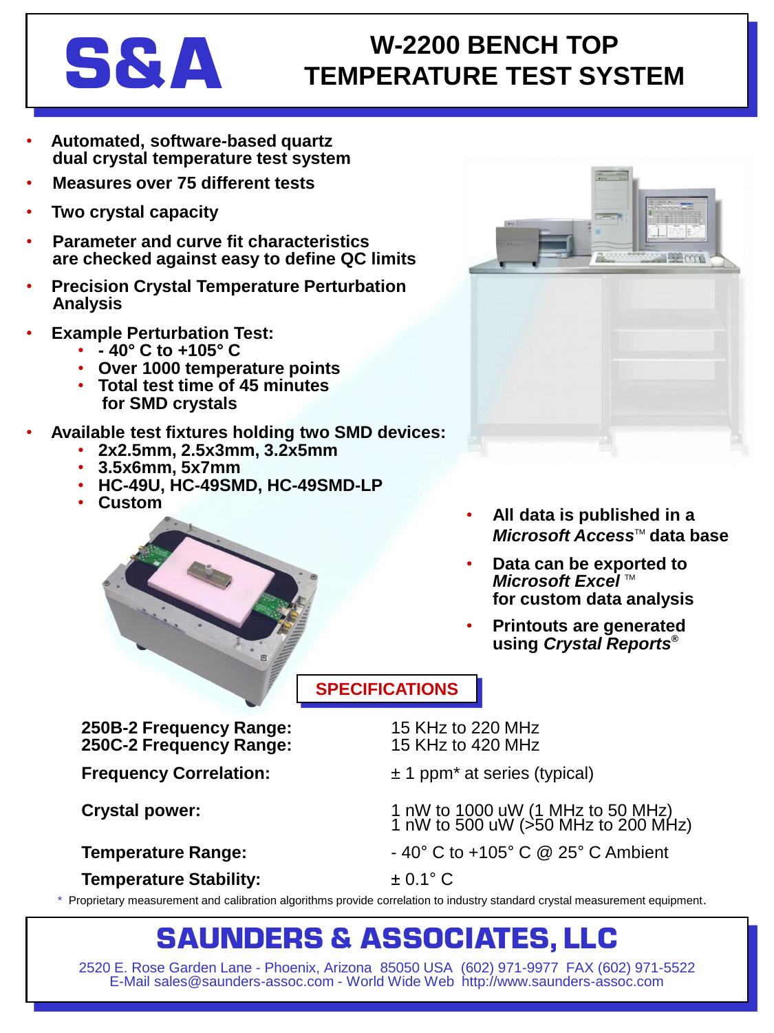# S&A

# W-2200 BENCH TOP TEMPERATURE TEST SYSTEM

- **Automated, software-based quartz dual crystal temperature test system**
- **Measures over 75 different tests**
- **Two crystal capacity**
- **Parameter and curve fit characteristics are checked against easy to define QC limits**
- **Precision Crystal Temperature Perturbation Analysis**
- **Example Perturbation Test:**
  - **- 40° C to +105° C**
  - **Over 1000 temperature points**
  - **Total test time of 45 minutes for SMD crystals**
- **Available test fixtures holding two SMD devices:**
  - **2x2.5mm, 2.5x3mm, 3.2x5mm**
  - **3.5x6mm, 5x7mm**
  - **HC-49U, HC-49SMD, HC-49SMD-LP**
  - **Custom**

- **All data is published in a *Microsoft Access*™ data base**
- **Data can be exported to *Microsoft Excel* ™ for custom data analysis**
- **Printouts are generated using *Crystal Reports*®**

## SPECIFICATIONS

| | |
|---|---|
| **250B-2 Frequency Range:** | 15 KHz to 220 MHz |
| **250C-2 Frequency Range:** | 15 KHz to 420 MHz |
| **Frequency Correlation:** | ± 1 ppm* at series (typical) |
| **Crystal power:** | 1 nW to 1000 uW (1 MHz to 50 MHz)<br>1 nW to 500 uW (>50 MHz to 200 MHz) |
| **Temperature Range:** | - 40° C to +105° C @ 25° C Ambient |
| **Temperature Stability:** | ± 0.1° C |

\* Proprietary measurement and calibration algorithms provide correlation to industry standard crystal measurement equipment.

## SAUNDERS & ASSOCIATES, LLC

2520 E. Rose Garden Lane - Phoenix, Arizona 85050 USA (602) 971-9977 FAX (602) 971-5522
E-Mail sales@saunders-assoc.com - World Wide Web http://www.saunders-assoc.com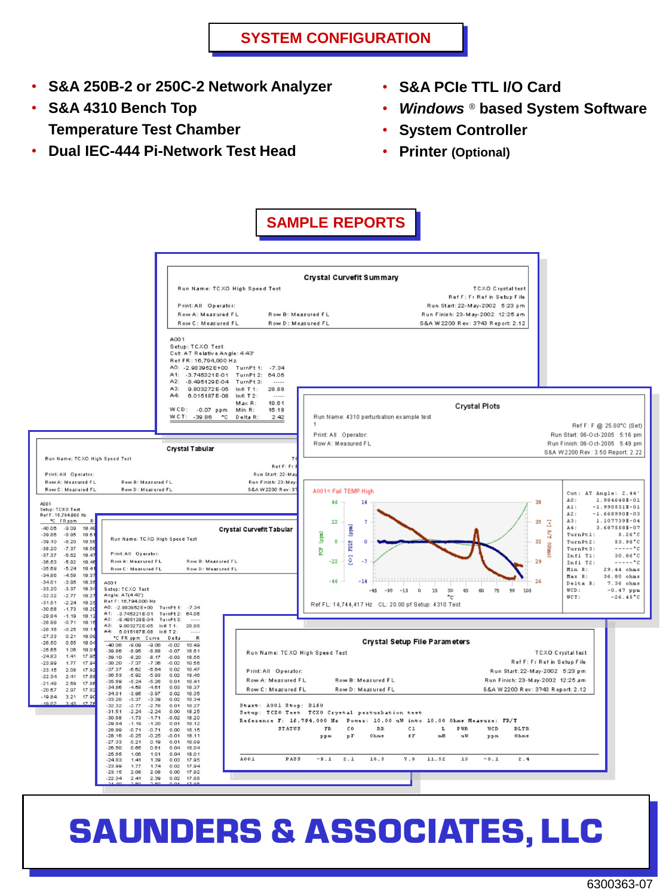## SYSTEM CONFIGURATION

- **S&A 250B-2 or 250C-2 Network Analyzer**
- **S&A 4310 Bench Top Temperature Test Chamber**
- **Dual IEC-444 Pi-Network Test Head**
- **S&A PCIe TTL I/O Card**
- ***Windows*** **® based System Software**
- **System Controller**
- **Printer** (Optional)

## SAMPLE REPORTS

Crystal Curvefit Summary

Crystal Plots

Crystal Tabular

Crystal Curvefit Tabular

Crystal Setup File Parameters

# SAUNDERS & ASSOCIATES, LLC

6300363-07